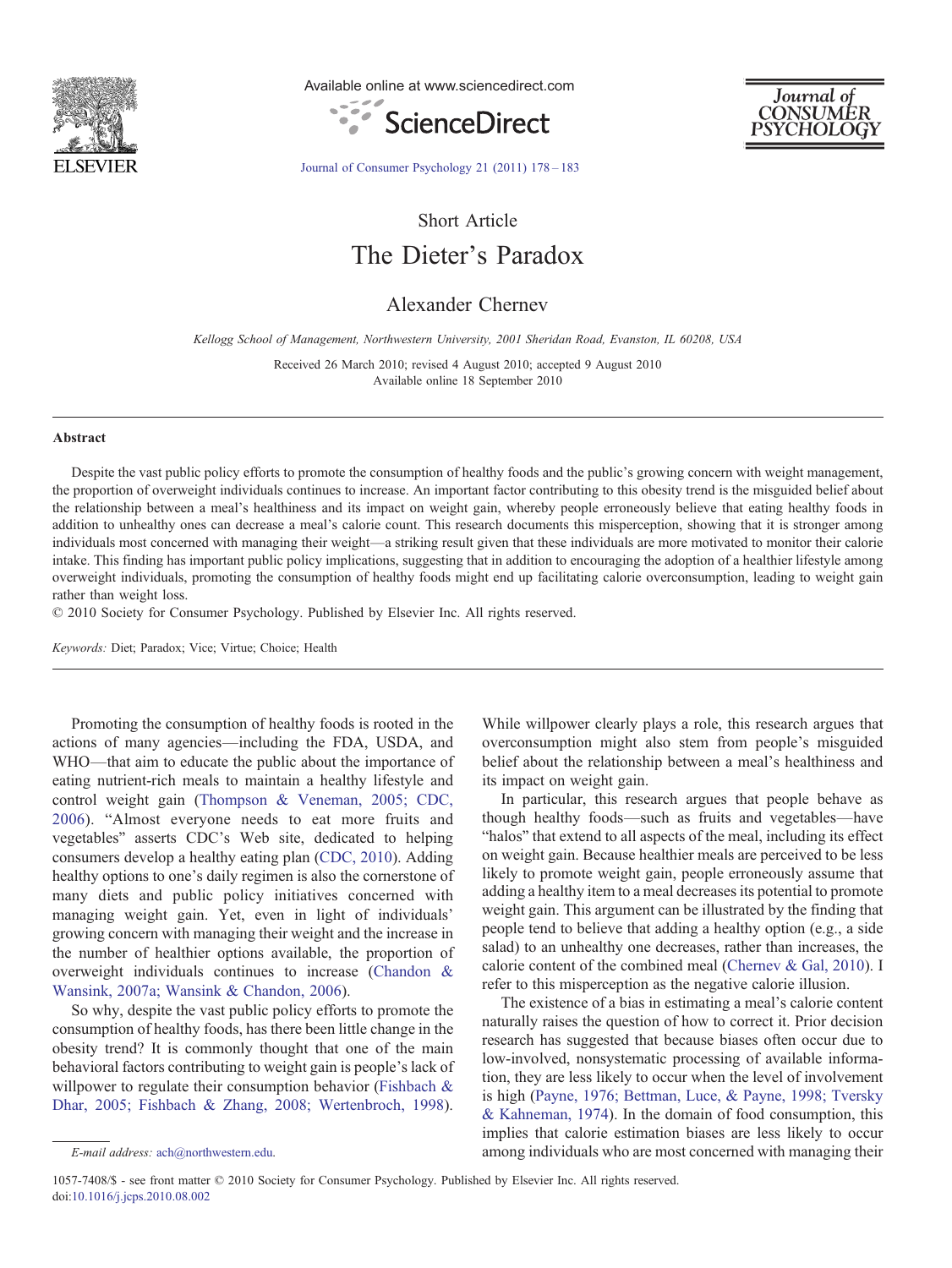Short Article

# The Dieter's Paradox

Alexander Chernev

*Kellogg School of Management, Northwestern University, 2001 Sheridan Road, Evanston, IL 60208, USA*

Received 26 March 2010; revised 4 August 2010; accepted 9 August 2010
Available online 18 September 2010

## Abstract

Despite the vast public policy efforts to promote the consumption of healthy foods and the public's growing concern with weight management, the proportion of overweight individuals continues to increase. An important factor contributing to this obesity trend is the misguided belief about the relationship between a meal's healthiness and its impact on weight gain, whereby people erroneously believe that eating healthy foods in addition to unhealthy ones can decrease a meal's calorie count. This research documents this misperception, showing that it is stronger among individuals most concerned with managing their weight—a striking result given that these individuals are more motivated to monitor their calorie intake. This finding has important public policy implications, suggesting that in addition to encouraging the adoption of a healthier lifestyle among overweight individuals, promoting the consumption of healthy foods might end up facilitating calorie overconsumption, leading to weight gain rather than weight loss.

© 2010 Society for Consumer Psychology. Published by Elsevier Inc. All rights reserved.

*Keywords:* Diet; Paradox; Vice; Virtue; Choice; Health

Promoting the consumption of healthy foods is rooted in the actions of many agencies—including the FDA, USDA, and WHO—that aim to educate the public about the importance of eating nutrient-rich meals to maintain a healthy lifestyle and control weight gain (Thompson & Veneman, 2005; CDC, 2006). "Almost everyone needs to eat more fruits and vegetables" asserts CDC's Web site, dedicated to helping consumers develop a healthy eating plan (CDC, 2010). Adding healthy options to one's daily regimen is also the cornerstone of many diets and public policy initiatives concerned with managing weight gain. Yet, even in light of individuals' growing concern with managing their weight and the increase in the number of healthier options available, the proportion of overweight individuals continues to increase (Chandon & Wansink, 2007a; Wansink & Chandon, 2006).

So why, despite the vast public policy efforts to promote the consumption of healthy foods, has there been little change in the obesity trend? It is commonly thought that one of the main behavioral factors contributing to weight gain is people's lack of willpower to regulate their consumption behavior (Fishbach & Dhar, 2005; Fishbach & Zhang, 2008; Wertenbroch, 1998). While willpower clearly plays a role, this research argues that overconsumption might also stem from people's misguided belief about the relationship between a meal's healthiness and its impact on weight gain.

In particular, this research argues that people behave as though healthy foods—such as fruits and vegetables—have "halos" that extend to all aspects of the meal, including its effect on weight gain. Because healthier meals are perceived to be less likely to promote weight gain, people erroneously assume that adding a healthy item to a meal decreases its potential to promote weight gain. This argument can be illustrated by the finding that people tend to believe that adding a healthy option (e.g., a side salad) to an unhealthy one decreases, rather than increases, the calorie content of the combined meal (Chernev & Gal, 2010). I refer to this misperception as the negative calorie illusion.

The existence of a bias in estimating a meal's calorie content naturally raises the question of how to correct it. Prior decision research has suggested that because biases often occur due to low-involved, nonsystematic processing of available information, they are less likely to occur when the level of involvement is high (Payne, 1976; Bettman, Luce, & Payne, 1998; Tversky & Kahneman, 1974). In the domain of food consumption, this implies that calorie estimation biases are less likely to occur among individuals who are most concerned with managing their

*E-mail address:* ach@northwestern.edu.

1057-7408/$ - see front matter © 2010 Society for Consumer Psychology. Published by Elsevier Inc. All rights reserved.
doi:10.1016/j.jcps.2010.08.002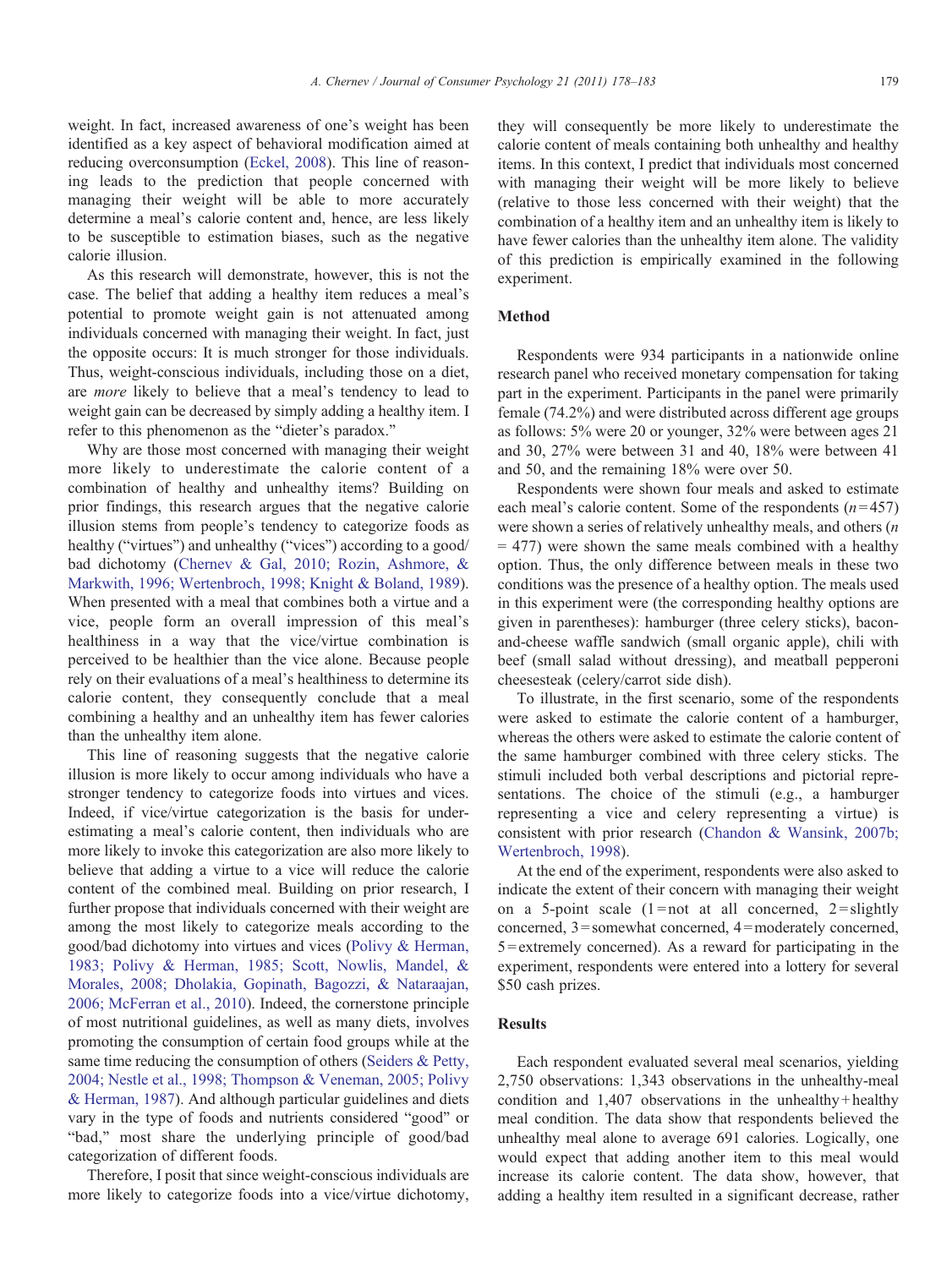weight. In fact, increased awareness of one's weight has been identified as a key aspect of behavioral modification aimed at reducing overconsumption (Eckel, 2008). This line of reasoning leads to the prediction that people concerned with managing their weight will be able to more accurately determine a meal's calorie content and, hence, are less likely to be susceptible to estimation biases, such as the negative calorie illusion.

As this research will demonstrate, however, this is not the case. The belief that adding a healthy item reduces a meal's potential to promote weight gain is not attenuated among individuals concerned with managing their weight. In fact, just the opposite occurs: It is much stronger for those individuals. Thus, weight-conscious individuals, including those on a diet, are *more* likely to believe that a meal's tendency to lead to weight gain can be decreased by simply adding a healthy item. I refer to this phenomenon as the "dieter's paradox."

Why are those most concerned with managing their weight more likely to underestimate the calorie content of a combination of healthy and unhealthy items? Building on prior findings, this research argues that the negative calorie illusion stems from people's tendency to categorize foods as healthy ("virtues") and unhealthy ("vices") according to a good/bad dichotomy (Chernev & Gal, 2010; Rozin, Ashmore, & Markwith, 1996; Wertenbroch, 1998; Knight & Boland, 1989). When presented with a meal that combines both a virtue and a vice, people form an overall impression of this meal's healthiness in a way that the vice/virtue combination is perceived to be healthier than the vice alone. Because people rely on their evaluations of a meal's healthiness to determine its calorie content, they consequently conclude that a meal combining a healthy and an unhealthy item has fewer calories than the unhealthy item alone.

This line of reasoning suggests that the negative calorie illusion is more likely to occur among individuals who have a stronger tendency to categorize foods into virtues and vices. Indeed, if vice/virtue categorization is the basis for underestimating a meal's calorie content, then individuals who are more likely to invoke this categorization are also more likely to believe that adding a virtue to a vice will reduce the calorie content of the combined meal. Building on prior research, I further propose that individuals concerned with their weight are among the most likely to categorize meals according to the good/bad dichotomy into virtues and vices (Polivy & Herman, 1983; Polivy & Herman, 1985; Scott, Nowlis, Mandel, & Morales, 2008; Dholakia, Gopinath, Bagozzi, & Nataraajan, 2006; McFerran et al., 2010). Indeed, the cornerstone principle of most nutritional guidelines, as well as many diets, involves promoting the consumption of certain food groups while at the same time reducing the consumption of others (Seiders & Petty, 2004; Nestle et al., 1998; Thompson & Veneman, 2005; Polivy & Herman, 1987). And although particular guidelines and diets vary in the type of foods and nutrients considered "good" or "bad," most share the underlying principle of good/bad categorization of different foods.

Therefore, I posit that since weight-conscious individuals are more likely to categorize foods into a vice/virtue dichotomy, they will consequently be more likely to underestimate the calorie content of meals containing both unhealthy and healthy items. In this context, I predict that individuals most concerned with managing their weight will be more likely to believe (relative to those less concerned with their weight) that the combination of a healthy item and an unhealthy item is likely to have fewer calories than the unhealthy item alone. The validity of this prediction is empirically examined in the following experiment.

## Method

Respondents were 934 participants in a nationwide online research panel who received monetary compensation for taking part in the experiment. Participants in the panel were primarily female (74.2%) and were distributed across different age groups as follows: 5% were 20 or younger, 32% were between ages 21 and 30, 27% were between 31 and 40, 18% were between 41 and 50, and the remaining 18% were over 50.

Respondents were shown four meals and asked to estimate each meal's calorie content. Some of the respondents ($n=457$) were shown a series of relatively unhealthy meals, and others ($n = 477$) were shown the same meals combined with a healthy option. Thus, the only difference between meals in these two conditions was the presence of a healthy option. The meals used in this experiment were (the corresponding healthy options are given in parentheses): hamburger (three celery sticks), bacon-and-cheese waffle sandwich (small organic apple), chili with beef (small salad without dressing), and meatball pepperoni cheesesteak (celery/carrot side dish).

To illustrate, in the first scenario, some of the respondents were asked to estimate the calorie content of a hamburger, whereas the others were asked to estimate the calorie content of the same hamburger combined with three celery sticks. The stimuli included both verbal descriptions and pictorial representations. The choice of the stimuli (e.g., a hamburger representing a vice and celery representing a virtue) is consistent with prior research (Chandon & Wansink, 2007b; Wertenbroch, 1998).

At the end of the experiment, respondents were also asked to indicate the extent of their concern with managing their weight on a 5-point scale (1 = not at all concerned, 2 = slightly concerned, 3 = somewhat concerned, 4 = moderately concerned, 5 = extremely concerned). As a reward for participating in the experiment, respondents were entered into a lottery for several $50 cash prizes.

## Results

Each respondent evaluated several meal scenarios, yielding 2,750 observations: 1,343 observations in the unhealthy-meal condition and 1,407 observations in the unhealthy + healthy meal condition. The data show that respondents believed the unhealthy meal alone to average 691 calories. Logically, one would expect that adding another item to this meal would increase its calorie content. The data show, however, that adding a healthy item resulted in a significant decrease, rather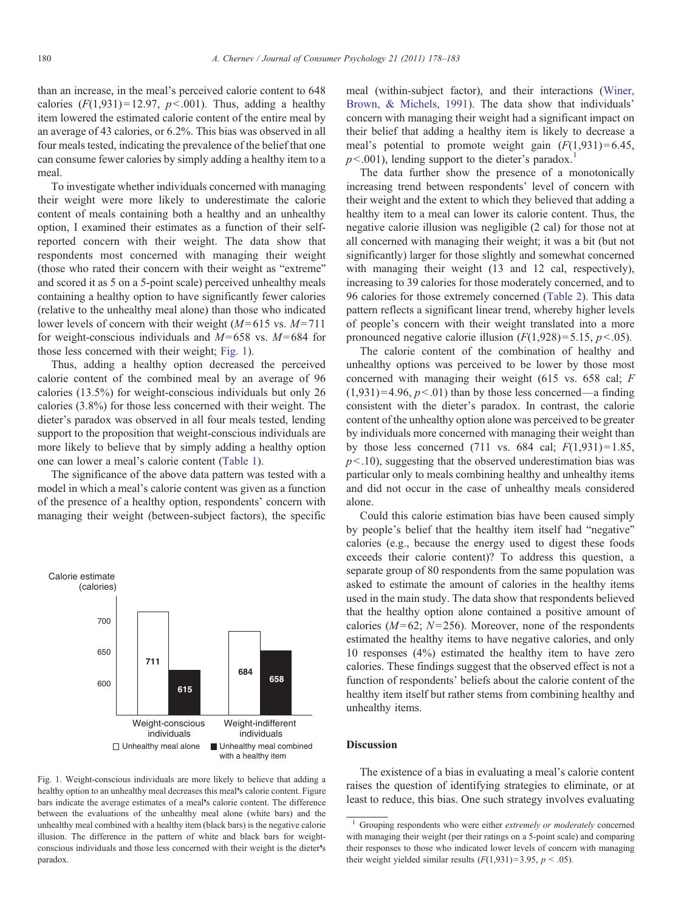than an increase, in the meal's perceived calorie content to 648 calories ($F(1,931)=12.97$, $p<.001$). Thus, adding a healthy item lowered the estimated calorie content of the entire meal by an average of 43 calories, or 6.2%. This bias was observed in all four meals tested, indicating the prevalence of the belief that one can consume fewer calories by simply adding a healthy item to a meal.

To investigate whether individuals concerned with managing their weight were more likely to underestimate the calorie content of meals containing both a healthy and an unhealthy option, I examined their estimates as a function of their self-reported concern with their weight. The data show that respondents most concerned with managing their weight (those who rated their concern with their weight as "extreme" and scored it as 5 on a 5-point scale) perceived unhealthy meals containing a healthy option to have significantly fewer calories (relative to the unhealthy meal alone) than those who indicated lower levels of concern with their weight ($M=615$ vs. $M=711$ for weight-conscious individuals and $M=658$ vs. $M=684$ for those less concerned with their weight; Fig. 1).

Thus, adding a healthy option decreased the perceived calorie content of the combined meal by an average of 96 calories (13.5%) for weight-conscious individuals but only 26 calories (3.8%) for those less concerned with their weight. The dieter's paradox was observed in all four meals tested, lending support to the proposition that weight-conscious individuals are more likely to believe that by simply adding a healthy option one can lower a meal's calorie content (Table 1).

The significance of the above data pattern was tested with a model in which a meal's calorie content was given as a function of the presence of a healthy option, respondents' concern with managing their weight (between-subject factors), the specific meal (within-subject factor), and their interactions (Winer, Brown, & Michels, 1991). The data show that individuals' concern with managing their weight had a significant impact on their belief that adding a healthy item is likely to decrease a meal's potential to promote weight gain ($F(1,931)=6.45$, $p<.001$), lending support to the dieter's paradox.[1]

The data further show the presence of a monotonically increasing trend between respondents' level of concern with their weight and the extent to which they believed that adding a healthy item to a meal can lower its calorie content. Thus, the negative calorie illusion was negligible (2 cal) for those not at all concerned with managing their weight; it was a bit (but not significantly) larger for those slightly and somewhat concerned with managing their weight (13 and 12 cal, respectively), increasing to 39 calories for those moderately concerned, and to 96 calories for those extremely concerned (Table 2). This data pattern reflects a significant linear trend, whereby higher levels of people's concern with their weight translated into a more pronounced negative calorie illusion ($F(1,928)=5.15$, $p<.05$).

The calorie content of the combination of healthy and unhealthy options was perceived to be lower by those most concerned with managing their weight (615 vs. 658 cal; $F(1,931)=4.96$, $p<.01$) than by those less concerned—a finding consistent with the dieter's paradox. In contrast, the calorie content of the unhealthy option alone was perceived to be greater by individuals more concerned with managing their weight than by those less concerned (711 vs. 684 cal; $F(1,931)=1.85$, $p<.10$), suggesting that the observed underestimation bias was particular only to meals combining healthy and unhealthy items and did not occur in the case of unhealthy meals considered alone.

Could this calorie estimation bias have been caused simply by people's belief that the healthy item itself had "negative" calories (e.g., because the energy used to digest these foods exceeds their calorie content)? To address this question, a separate group of 80 respondents from the same population was asked to estimate the amount of calories in the healthy items used in the main study. The data show that respondents believed that the healthy option alone contained a positive amount of calories ($M=62$; $N=256$). Moreover, none of the respondents estimated the healthy items to have negative calories, and only 10 responses (4%) estimated the healthy item to have zero calories. These findings suggest that the observed effect is not a function of respondents' beliefs about the calorie content of the healthy item itself but rather stems from combining healthy and unhealthy items.

Fig. 1. Weight-conscious individuals are more likely to believe that adding a healthy option to an unhealthy meal decreases this meal's calorie content. Figure bars indicate the average estimates of a meal's calorie content. The difference between the evaluations of the unhealthy meal alone (white bars) and the unhealthy meal combined with a healthy item (black bars) is the negative calorie illusion. The difference in the pattern of white and black bars for weight-conscious individuals and those less concerned with their weight is the dieter's paradox.

## Discussion

The existence of a bias in evaluating a meal's calorie content raises the question of identifying strategies to eliminate, or at least to reduce, this bias. One such strategy involves evaluating

[1] Grouping respondents who were either *extremely or moderately* concerned with managing their weight (per their ratings on a 5-point scale) and comparing their responses to those who indicated lower levels of concern with managing their weight yielded similar results ($F(1,931)=3.95$, $p<.05$).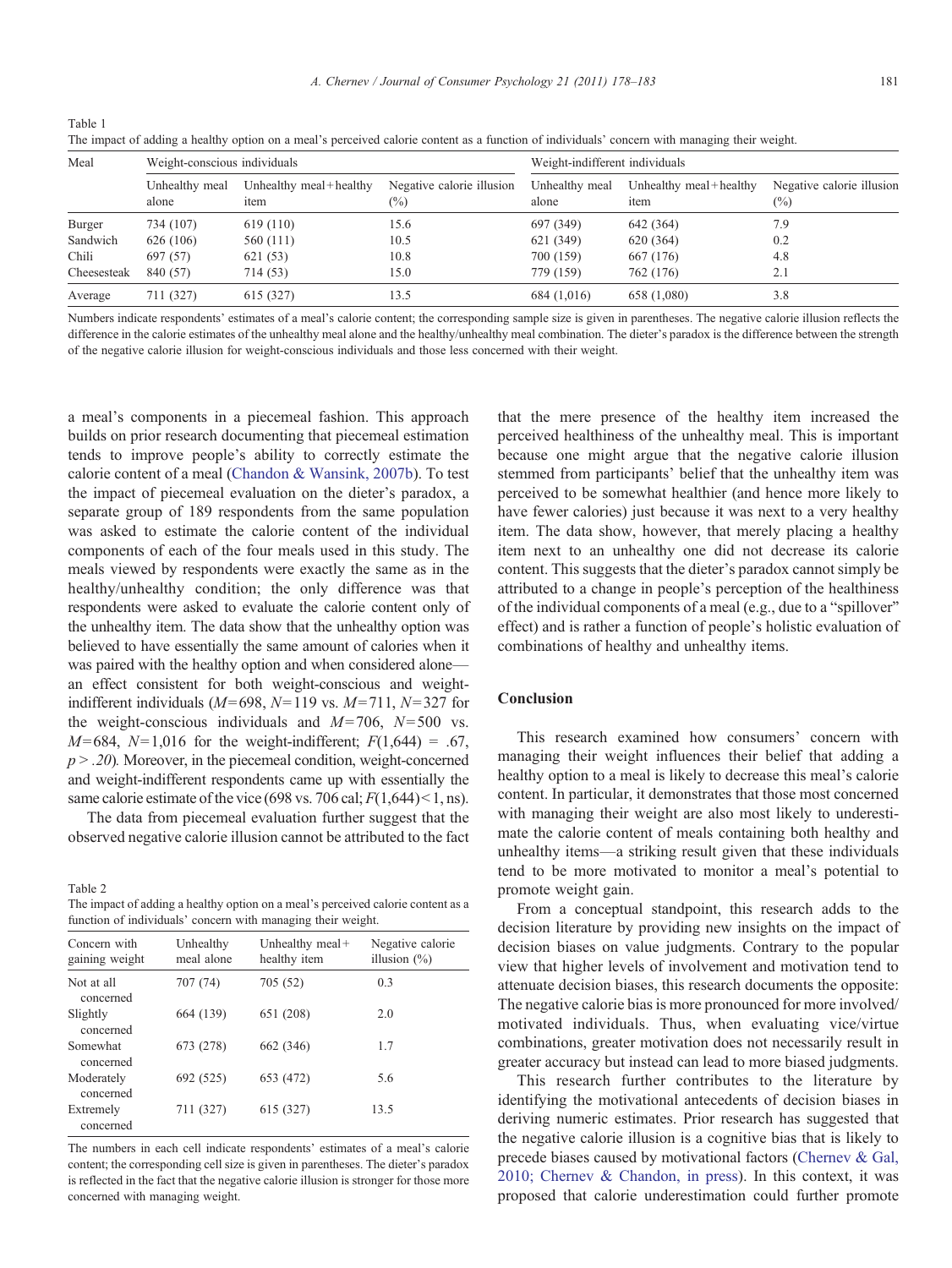Table 1
The impact of adding a healthy option on a meal's perceived calorie content as a function of individuals' concern with managing their weight.

| Meal | Weight-conscious individuals | | | Weight-indifferent individuals | | |
|---|---|---|---|---|---|---|
| | Unhealthy meal alone | Unhealthy meal + healthy item | Negative calorie illusion (%) | Unhealthy meal alone | Unhealthy meal + healthy item | Negative calorie illusion (%) |
| Burger | 734 (107) | 619 (110) | 15.6 | 697 (349) | 642 (364) | 7.9 |
| Sandwich | 626 (106) | 560 (111) | 10.5 | 621 (349) | 620 (364) | 0.2 |
| Chili | 697 (57) | 621 (53) | 10.8 | 700 (159) | 667 (176) | 4.8 |
| Cheesesteak | 840 (57) | 714 (53) | 15.0 | 779 (159) | 762 (176) | 2.1 |
| Average | 711 (327) | 615 (327) | 13.5 | 684 (1,016) | 658 (1,080) | 3.8 |

Numbers indicate respondents' estimates of a meal's calorie content; the corresponding sample size is given in parentheses. The negative calorie illusion reflects the difference in the calorie estimates of the unhealthy meal alone and the healthy/unhealthy meal combination. The dieter's paradox is the difference between the strength of the negative calorie illusion for weight-conscious individuals and those less concerned with their weight.

a meal's components in a piecemeal fashion. This approach builds on prior research documenting that piecemeal estimation tends to improve people's ability to correctly estimate the calorie content of a meal (Chandon & Wansink, 2007b). To test the impact of piecemeal evaluation on the dieter's paradox, a separate group of 189 respondents from the same population was asked to estimate the calorie content of the individual components of each of the four meals used in this study. The meals viewed by respondents were exactly the same as in the healthy/unhealthy condition; the only difference was that respondents were asked to evaluate the calorie content only of the unhealthy item. The data show that the unhealthy option was believed to have essentially the same amount of calories when it was paired with the healthy option and when considered alone—an effect consistent for both weight-conscious and weight-indifferent individuals ($M=698$, $N=119$ vs. $M=711$, $N=327$ for the weight-conscious individuals and $M=706$, $N=500$ vs. $M=684$, $N=1{,}016$ for the weight-indifferent; $F(1{,}644)$ = .67, $p > .20$). Moreover, in the piecemeal condition, weight-concerned and weight-indifferent respondents came up with essentially the same calorie estimate of the vice (698 vs. 706 cal; $F(1{,}644) < 1$, ns).

The data from piecemeal evaluation further suggest that the observed negative calorie illusion cannot be attributed to the fact that the mere presence of the healthy item increased the perceived healthiness of the unhealthy meal. This is important because one might argue that the negative calorie illusion stemmed from participants' belief that the unhealthy item was perceived to be somewhat healthier (and hence more likely to have fewer calories) just because it was next to a very healthy item. The data show, however, that merely placing a healthy item next to an unhealthy one did not decrease its calorie content. This suggests that the dieter's paradox cannot simply be attributed to a change in people's perception of the healthiness of the individual components of a meal (e.g., due to a "spillover" effect) and is rather a function of people's holistic evaluation of combinations of healthy and unhealthy items.

Table 2
The impact of adding a healthy option on a meal's perceived calorie content as a function of individuals' concern with managing their weight.

| Concern with gaining weight | Unhealthy meal alone | Unhealthy meal + healthy item | Negative calorie illusion (%) |
|---|---|---|---|
| Not at all concerned | 707 (74) | 705 (52) | 0.3 |
| Slightly concerned | 664 (139) | 651 (208) | 2.0 |
| Somewhat concerned | 673 (278) | 662 (346) | 1.7 |
| Moderately concerned | 692 (525) | 653 (472) | 5.6 |
| Extremely concerned | 711 (327) | 615 (327) | 13.5 |

The numbers in each cell indicate respondents' estimates of a meal's calorie content; the corresponding cell size is given in parentheses. The dieter's paradox is reflected in the fact that the negative calorie illusion is stronger for those more concerned with managing weight.

## Conclusion

This research examined how consumers' concern with managing their weight influences their belief that adding a healthy option to a meal is likely to decrease this meal's calorie content. In particular, it demonstrates that those most concerned with managing their weight are also most likely to both underestimate the calorie content of meals containing both healthy and unhealthy items—a striking result given that these individuals tend to be more motivated to monitor a meal's potential to promote weight gain.

From a conceptual standpoint, this research adds to the decision literature by providing new insights on the impact of decision biases on value judgments. Contrary to the popular view that higher levels of involvement and motivation tend to attenuate decision biases, this research documents the opposite: The negative calorie bias is more pronounced for more involved/motivated individuals. Thus, when evaluating vice/virtue combinations, greater motivation does not necessarily result in greater accuracy but instead can lead to more biased judgments.

This research further contributes to the literature by identifying the motivational antecedents of decision biases in deriving numeric estimates. Prior research has suggested that the negative calorie illusion is a cognitive bias that is likely to precede biases caused by motivational factors (Chernev & Gal, 2010; Chernev & Chandon, in press). In this context, it was proposed that calorie underestimation could further promote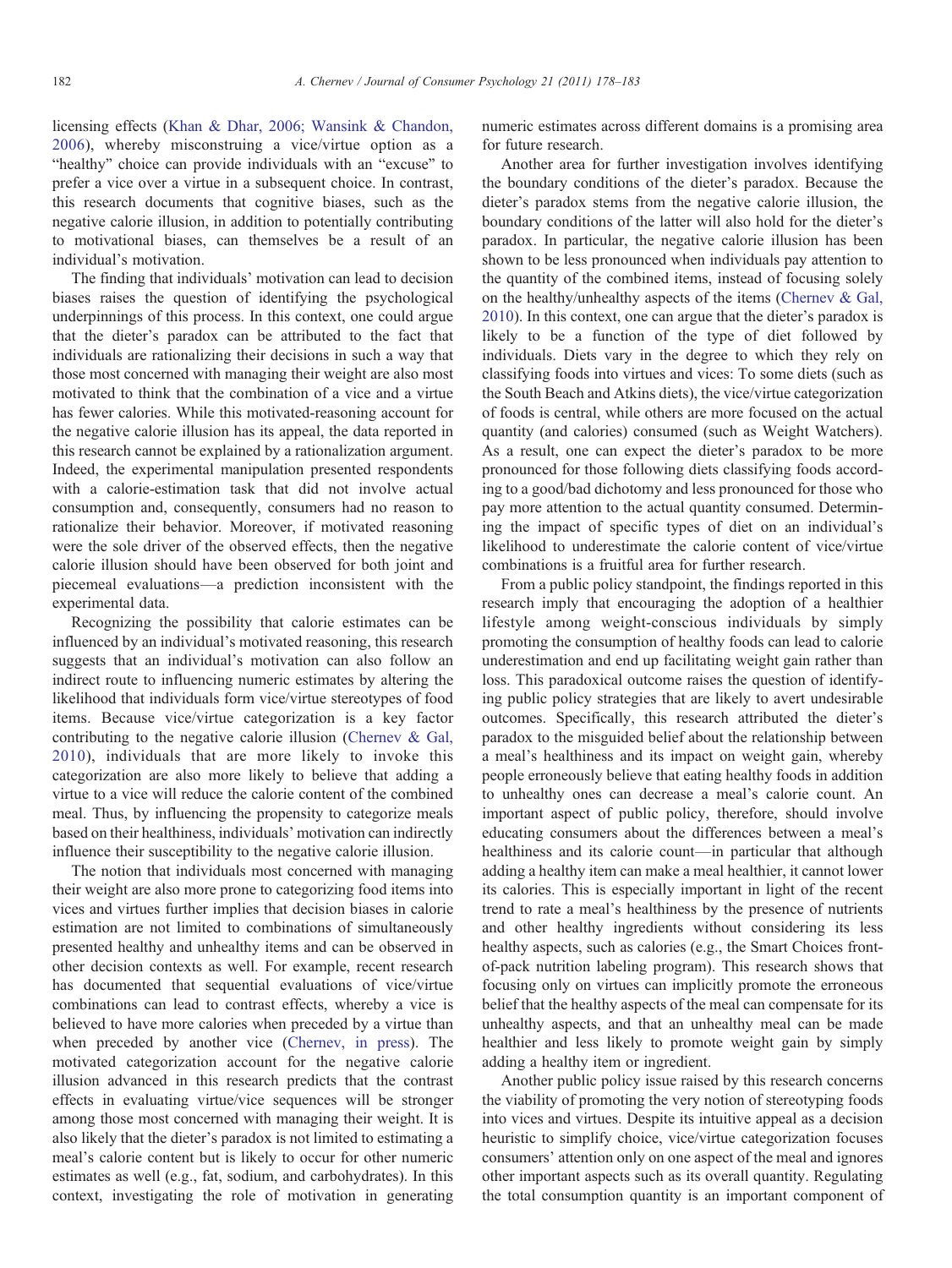licensing effects (Khan & Dhar, 2006; Wansink & Chandon, 2006), whereby misconstruing a vice/virtue option as a "healthy" choice can provide individuals with an "excuse" to prefer a vice over a virtue in a subsequent choice. In contrast, this research documents that cognitive biases, such as the negative calorie illusion, in addition to potentially contributing to motivational biases, can themselves be a result of an individual's motivation.

The finding that individuals' motivation can lead to decision biases raises the question of identifying the psychological underpinnings of this process. In this context, one could argue that the dieter's paradox can be attributed to the fact that individuals are rationalizing their decisions in such a way that those most concerned with managing their weight are also most motivated to think that the combination of a vice and a virtue has fewer calories. While this motivated-reasoning account for the negative calorie illusion has its appeal, the data reported in this research cannot be explained by a rationalization argument. Indeed, the experimental manipulation presented respondents with a calorie-estimation task that did not involve actual consumption and, consequently, consumers had no reason to rationalize their behavior. Moreover, if motivated reasoning were the sole driver of the observed effects, then the negative calorie illusion should have been observed for both joint and piecemeal evaluations—a prediction inconsistent with the experimental data.

Recognizing the possibility that calorie estimates can be influenced by an individual's motivated reasoning, this research suggests that an individual's motivation can also follow an indirect route to influencing numeric estimates by altering the likelihood that individuals form vice/virtue stereotypes of food items. Because vice/virtue categorization is a key factor contributing to the negative calorie illusion (Chernev & Gal, 2010), individuals that are more likely to invoke this categorization are also more likely to believe that adding a virtue to a vice will reduce the calorie content of the combined meal. Thus, by influencing the propensity to categorize meals based on their healthiness, individuals' motivation can indirectly influence their susceptibility to the negative calorie illusion.

The notion that individuals most concerned with managing their weight are also more prone to categorizing food items into vices and virtues further implies that decision biases in calorie estimation are not limited to combinations of simultaneously presented healthy and unhealthy items and can be observed in other decision contexts as well. For example, recent research has documented that sequential evaluations of vice/virtue combinations can lead to contrast effects, whereby a vice is believed to have more calories when preceded by a virtue than when preceded by another vice (Chernev, in press). The motivated categorization account for the negative calorie illusion advanced in this research predicts that the contrast effects in evaluating virtue/vice sequences will be stronger among those most concerned with managing their weight. It is also likely that the dieter's paradox is not limited to estimating a meal's calorie content but is likely to occur for other numeric estimates as well (e.g., fat, sodium, and carbohydrates). In this context, investigating the role of motivation in generating numeric estimates across different domains is a promising area for future research.

Another area for further investigation involves identifying the boundary conditions of the dieter's paradox. Because the dieter's paradox stems from the negative calorie illusion, the boundary conditions of the latter will also hold for the dieter's paradox. In particular, the negative calorie illusion has been shown to be less pronounced when individuals pay attention to the quantity of the combined items, instead of focusing solely on the healthy/unhealthy aspects of the items (Chernev & Gal, 2010). In this context, one can argue that the dieter's paradox is likely to be a function of the type of diet followed by individuals. Diets vary in the degree to which they rely on classifying foods into virtues and vices: To some diets (such as the South Beach and Atkins diets), the vice/virtue categorization of foods is central, while others are more focused on the actual quantity (and calories) consumed (such as Weight Watchers). As a result, one can expect the dieter's paradox to be more pronounced for those following diets classifying foods according to a good/bad dichotomy and less pronounced for those who pay more attention to the actual quantity consumed. Determining the impact of specific types of diet on an individual's likelihood to underestimate the calorie content of vice/virtue combinations is a fruitful area for further research.

From a public policy standpoint, the findings reported in this research imply that encouraging the adoption of a healthier lifestyle among weight-conscious individuals by simply promoting the consumption of healthy foods can lead to calorie underestimation and end up facilitating weight gain rather than loss. This paradoxical outcome raises the question of identifying public policy strategies that are likely to avert undesirable outcomes. Specifically, this research attributed the dieter's paradox to the misguided belief about the relationship between a meal's healthiness and its impact on weight gain, whereby people erroneously believe that eating healthy foods in addition to unhealthy ones can decrease a meal's calorie count. An important aspect of public policy, therefore, should involve educating consumers about the differences between a meal's healthiness and its calorie count—in particular that although adding a healthy item can make a meal healthier, it cannot lower its calories. This is especially important in light of the recent trend to rate a meal's healthiness by the presence of nutrients and other healthy ingredients without considering its less healthy aspects, such as calories (e.g., the Smart Choices front-of-pack nutrition labeling program). This research shows that focusing only on virtues can implicitly promote the erroneous belief that the healthy aspects of the meal can compensate for its unhealthy aspects, and that an unhealthy meal can be made healthier and less likely to promote weight gain by simply adding a healthy item or ingredient.

Another public policy issue raised by this research concerns the viability of promoting the very notion of stereotyping foods into vices and virtues. Despite its intuitive appeal as a decision heuristic to simplify choice, vice/virtue categorization focuses consumers' attention only on one aspect of the meal and ignores other important aspects such as its overall quantity. Regulating the total consumption quantity is an important component of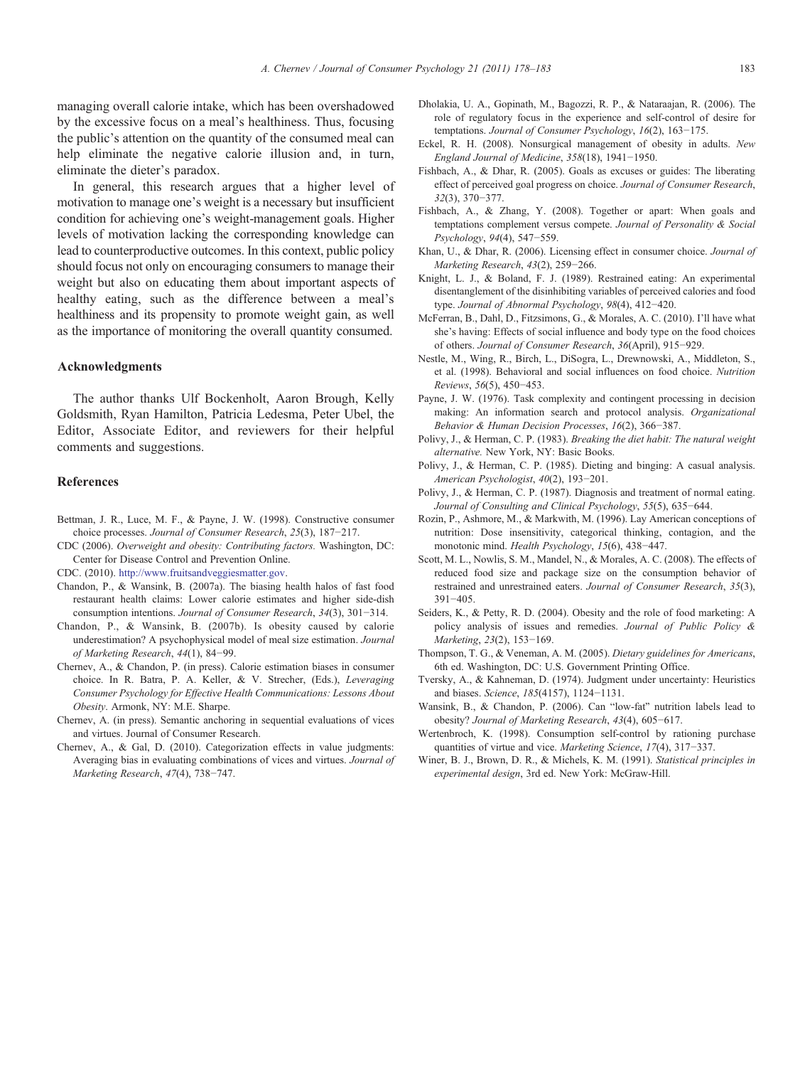managing overall calorie intake, which has been overshadowed by the excessive focus on a meal's healthiness. Thus, focusing the public's attention on the quantity of the consumed meal can help eliminate the negative calorie illusion and, in turn, eliminate the dieter's paradox.

In general, this research argues that a higher level of motivation to manage one's weight is a necessary but insufficient condition for achieving one's weight-management goals. Higher levels of motivation lacking the corresponding knowledge can lead to counterproductive outcomes. In this context, public policy should focus not only on encouraging consumers to manage their weight but also on educating them about important aspects of healthy eating, such as the difference between a meal's healthiness and its propensity to promote weight gain, as well as the importance of monitoring the overall quantity consumed.

### Acknowledgments

The author thanks Ulf Bockenholt, Aaron Brough, Kelly Goldsmith, Ryan Hamilton, Patricia Ledesma, Peter Ubel, the Editor, Associate Editor, and reviewers for their helpful comments and suggestions.

### References

Bettman, J. R., Luce, M. F., & Payne, J. W. (1998). Constructive consumer choice processes. *Journal of Consumer Research*, *25*(3), 187−217.

CDC (2006). *Overweight and obesity: Contributing factors.* Washington, DC: Center for Disease Control and Prevention Online.

CDC. (2010). http://www.fruitsandveggiesmatter.gov.

Chandon, P., & Wansink, B. (2007a). The biasing health halos of fast food restaurant health claims: Lower calorie estimates and higher side-dish consumption intentions. *Journal of Consumer Research*, *34*(3), 301−314.

Chandon, P., & Wansink, B. (2007b). Is obesity caused by calorie underestimation? A psychophysical model of meal size estimation. *Journal of Marketing Research*, *44*(1), 84−99.

Chernev, A., & Chandon, P. (in press). Calorie estimation biases in consumer choice. In R. Batra, P. A. Keller, & V. Strecher, (Eds.), *Leveraging Consumer Psychology for Effective Health Communications: Lessons About Obesity*. Armonk, NY: M.E. Sharpe.

Chernev, A. (in press). Semantic anchoring in sequential evaluations of vices and virtues. Journal of Consumer Research.

Chernev, A., & Gal, D. (2010). Categorization effects in value judgments: Averaging bias in evaluating combinations of vices and virtues. *Journal of Marketing Research*, *47*(4), 738−747.

Dholakia, U. A., Gopinath, M., Bagozzi, R. P., & Nataraajan, R. (2006). The role of regulatory focus in the experience and self-control of desire for temptations. *Journal of Consumer Psychology*, *16*(2), 163−175.

Eckel, R. H. (2008). Nonsurgical management of obesity in adults. *New England Journal of Medicine*, *358*(18), 1941−1950.

Fishbach, A., & Dhar, R. (2005). Goals as excuses or guides: The liberating effect of perceived goal progress on choice. *Journal of Consumer Research*, *32*(3), 370−377.

Fishbach, A., & Zhang, Y. (2008). Together or apart: When goals and temptations complement versus compete. *Journal of Personality & Social Psychology*, *94*(4), 547−559.

Khan, U., & Dhar, R. (2006). Licensing effect in consumer choice. *Journal of Marketing Research*, *43*(2), 259−266.

Knight, L. J., & Boland, F. J. (1989). Restrained eating: An experimental disentanglement of the disinhibiting variables of perceived calories and food type. *Journal of Abnormal Psychology*, *98*(4), 412−420.

McFerran, B., Dahl, D., Fitzsimons, G., & Morales, A. C. (2010). I'll have what she's having: Effects of social influence and body type on the food choices of others. *Journal of Consumer Research*, *36*(April), 915−929.

Nestle, M., Wing, R., Birch, L., DiSogra, L., Drewnowski, A., Middleton, S., et al. (1998). Behavioral and social influences on food choice. *Nutrition Reviews*, *56*(5), 450−453.

Payne, J. W. (1976). Task complexity and contingent processing in decision making: An information search and protocol analysis. *Organizational Behavior & Human Decision Processes*, *16*(2), 366−387.

Polivy, J., & Herman, C. P. (1983). *Breaking the diet habit: The natural weight alternative.* New York, NY: Basic Books.

Polivy, J., & Herman, C. P. (1985). Dieting and binging: A casual analysis. *American Psychologist*, *40*(2), 193−201.

Polivy, J., & Herman, C. P. (1987). Diagnosis and treatment of normal eating. *Journal of Consulting and Clinical Psychology*, *55*(5), 635−644.

Rozin, P., Ashmore, M., & Markwith, M. (1996). Lay American conceptions of nutrition: Dose insensitivity, categorical thinking, contagion, and the monotonic mind. *Health Psychology*, *15*(6), 438−447.

Scott, M. L., Nowlis, S. M., Mandel, N., & Morales, A. C. (2008). The effects of reduced food size and package size on the consumption behavior of restrained and unrestrained eaters. *Journal of Consumer Research*, *35*(3), 391−405.

Seiders, K., & Petty, R. D. (2004). Obesity and the role of food marketing: A policy analysis of issues and remedies. *Journal of Public Policy & Marketing*, *23*(2), 153−169.

Thompson, T. G., & Veneman, A. M. (2005). *Dietary guidelines for Americans*, 6th ed. Washington, DC: U.S. Government Printing Office.

Tversky, A., & Kahneman, D. (1974). Judgment under uncertainty: Heuristics and biases. *Science*, *185*(4157), 1124−1131.

Wansink, B., & Chandon, P. (2006). Can "low-fat" nutrition labels lead to obesity? *Journal of Marketing Research*, *43*(4), 605−617.

Wertenbroch, K. (1998). Consumption self-control by rationing purchase quantities of virtue and vice. *Marketing Science*, *17*(4), 317−337.

Winer, B. J., Brown, D. R., & Michels, K. M. (1991). *Statistical principles in experimental design*, 3rd ed. New York: McGraw-Hill.